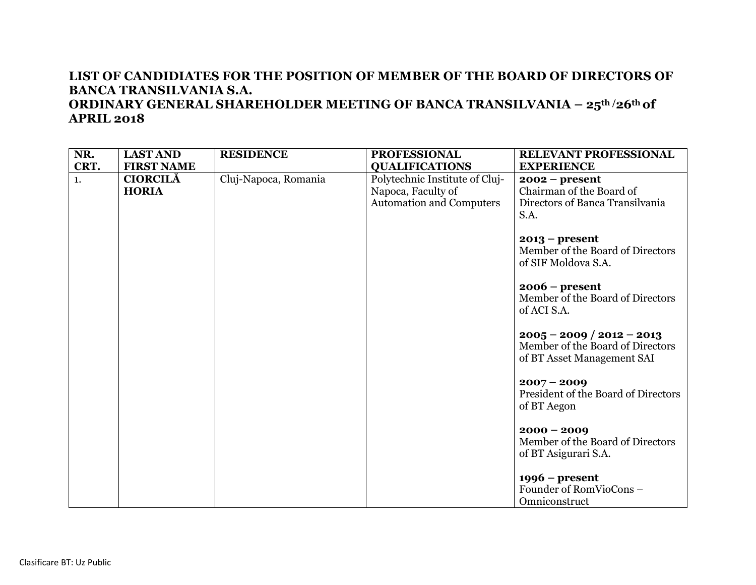# LIST OF CANDIDIATES FOR THE POSITION OF MEMBER OF THE BOARD OF DIRECTORS OF BANCA TRANSILVANIA S.A.

# ORDINARY GENERAL SHAREHOLDER MEETING OF BANCA TRANSILVANIA – 25th /26th of APRIL 2018

| NR. CRT. | LAST AND FIRST NAME | RESIDENCE | PROFESSIONAL QUALIFICATIONS | RELEVANT PROFESSIONAL EXPERIENCE |
|---|---|---|---|---|
| 1. | **CIORCILĂ HORIA** | Cluj-Napoca, Romania | Polytechnic Institute of Cluj-Napoca, Faculty of Automation and Computers | **2002 – present**<br>Chairman of the Board of Directors of Banca Transilvania S.A.<br><br>**2013 – present**<br>Member of the Board of Directors of SIF Moldova S.A.<br><br>**2006 – present**<br>Member of the Board of Directors of ACI S.A.<br><br>**2005 – 2009 / 2012 – 2013**<br>Member of the Board of Directors of BT Asset Management SAI<br><br>**2007 – 2009**<br>President of the Board of Directors of BT Aegon<br><br>**2000 – 2009**<br>Member of the Board of Directors of BT Asigurari S.A.<br><br>**1996 – present**<br>Founder of RomVioCons – Omniconstruct |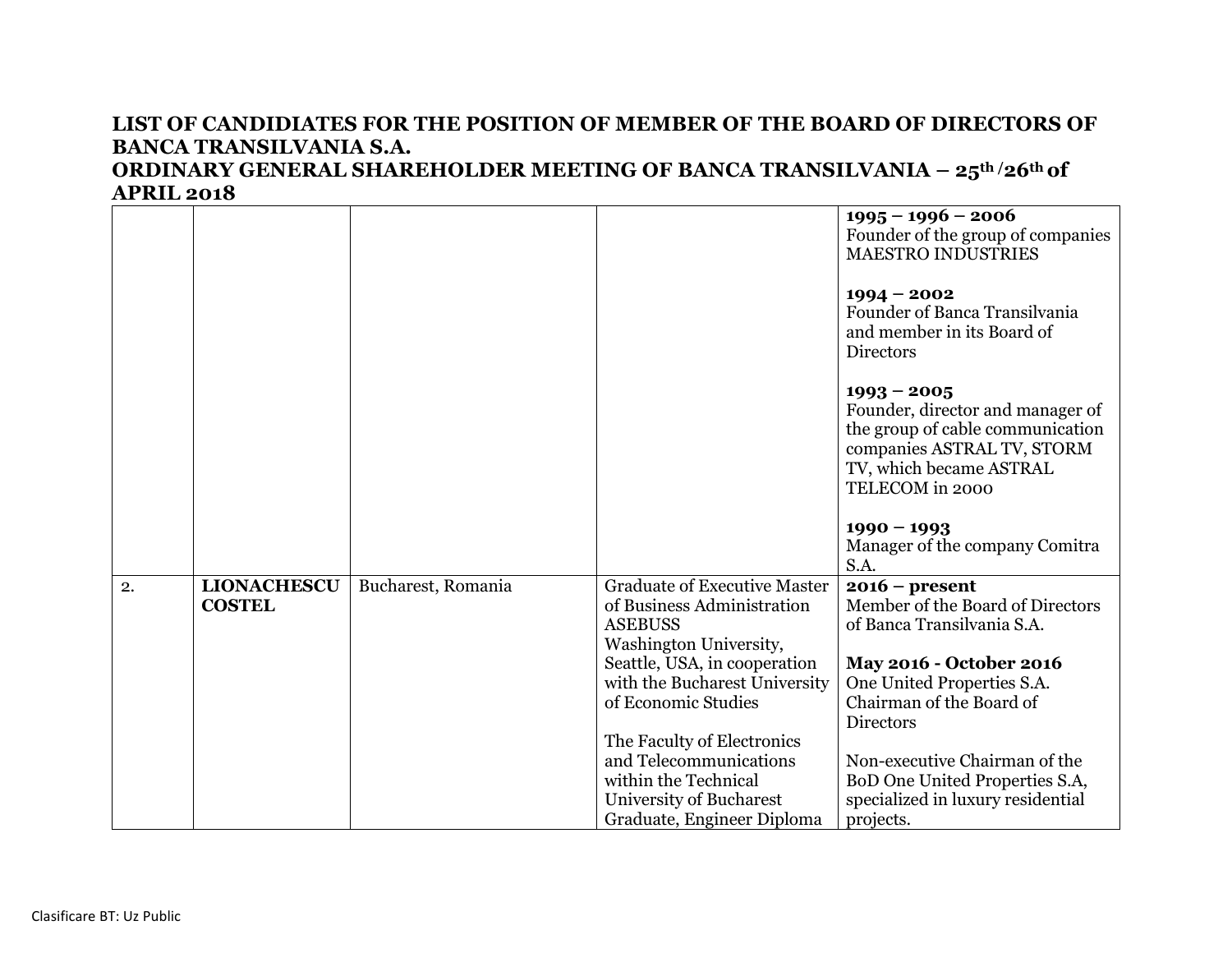# LIST OF CANDIDIATES FOR THE POSITION OF MEMBER OF THE BOARD OF DIRECTORS OF BANCA TRANSILVANIA S.A.

## ORDINARY GENERAL SHAREHOLDER MEETING OF BANCA TRANSILVANIA – 25th /26th of APRIL 2018

| | | | | |
|---|---|---|---|---|
| | | | | **1995 – 1996 – 2006**<br>Founder of the group of companies MAESTRO INDUSTRIES<br><br>**1994 – 2002**<br>Founder of Banca Transilvania and member in its Board of Directors<br><br>**1993 – 2005**<br>Founder, director and manager of the group of cable communication companies ASTRAL TV, STORM TV, which became ASTRAL TELECOM in 2000<br><br>**1990 – 1993**<br>Manager of the company Comitra S.A. |
| 2. | **LIONACHESCU COSTEL** | Bucharest, Romania | Graduate of Executive Master of Business Administration ASEBUSS<br>Washington University, Seattle, USA, in cooperation with the Bucharest University of Economic Studies<br><br>The Faculty of Electronics and Telecommunications within the Technical University of Bucharest<br>Graduate, Engineer Diploma | **2016 – present**<br>Member of the Board of Directors of Banca Transilvania S.A.<br><br>**May 2016 - October 2016**<br>One United Properties S.A. Chairman of the Board of Directors<br><br>Non-executive Chairman of the BoD One United Properties S.A, specialized in luxury residential projects. |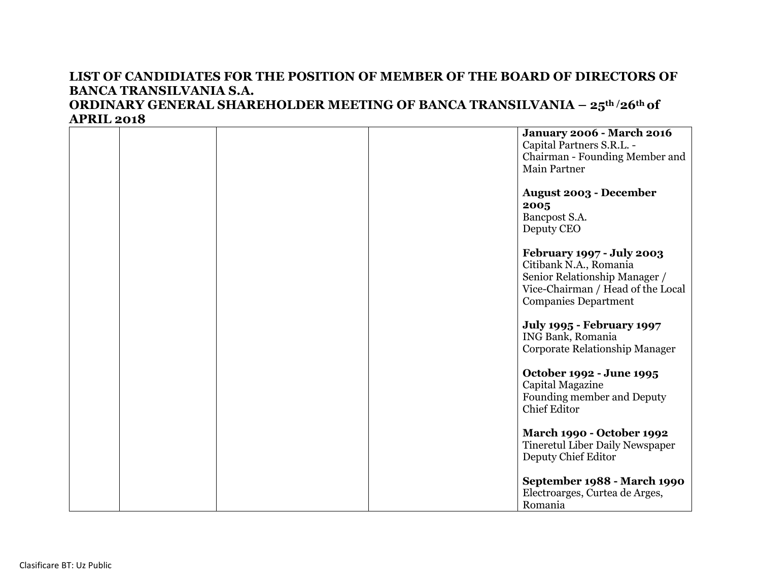**LIST OF CANDIDIATES FOR THE POSITION OF MEMBER OF THE BOARD OF DIRECTORS OF BANCA TRANSILVANIA S.A.**
**ORDINARY GENERAL SHAREHOLDER MEETING OF BANCA TRANSILVANIA – 25th /26th of APRIL 2018**

| | | | | |
|---|---|---|---|---|
| | | | | **January 2006 - March 2016**<br>Capital Partners S.R.L. - Chairman - Founding Member and Main Partner<br><br>**August 2003 - December 2005**<br>Bancpost S.A.<br>Deputy CEO<br><br>**February 1997 - July 2003**<br>Citibank N.A., Romania<br>Senior Relationship Manager / Vice-Chairman / Head of the Local Companies Department<br><br>**July 1995 - February 1997**<br>ING Bank, Romania<br>Corporate Relationship Manager<br><br>**October 1992 - June 1995**<br>Capital Magazine<br>Founding member and Deputy Chief Editor<br><br>**March 1990 - October 1992**<br>Tineretul Liber Daily Newspaper<br>Deputy Chief Editor<br><br>**September 1988 - March 1990**<br>Electroarges, Curtea de Arges, Romania |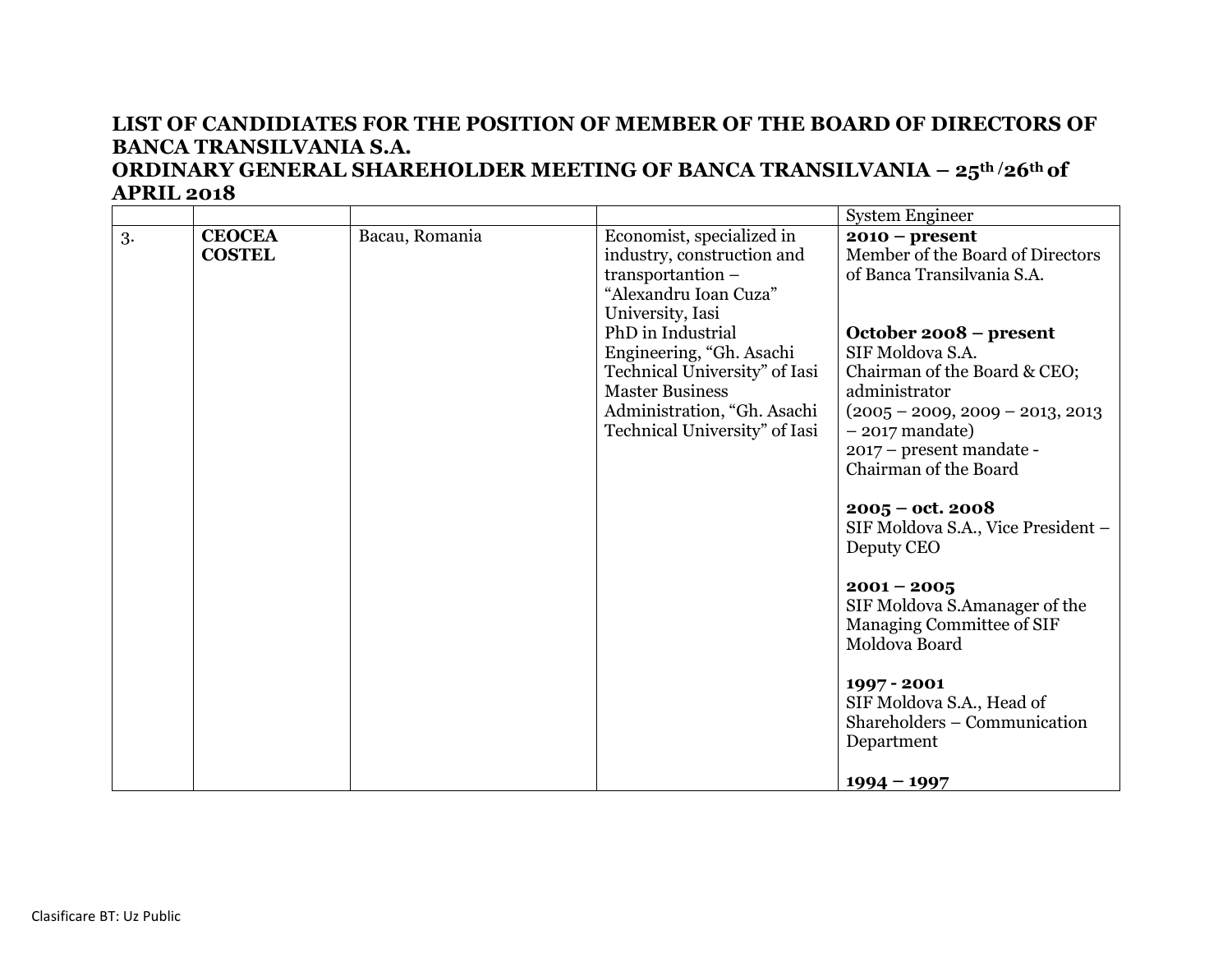**LIST OF CANDIDIATES FOR THE POSITION OF MEMBER OF THE BOARD OF DIRECTORS OF BANCA TRANSILVANIA S.A.**
**ORDINARY GENERAL SHAREHOLDER MEETING OF BANCA TRANSILVANIA – 25th /26th of APRIL 2018**

| | | | | |
|---|---|---|---|---|
| | | | | System Engineer |
| 3. | **CEOCEA COSTEL** | Bacau, Romania | Economist, specialized in industry, construction and transportantion – "Alexandru Ioan Cuza" University, Iasi<br>PhD in Industrial Engineering, "Gh. Asachi Technical University" of Iasi<br>Master Business Administration, "Gh. Asachi Technical University" of Iasi | **2010 – present**<br>Member of the Board of Directors of Banca Transilvania S.A.<br><br>**October 2008 – present**<br>SIF Moldova S.A.<br>Chairman of the Board & CEO; administrator<br>(2005 – 2009, 2009 – 2013, 2013 – 2017 mandate)<br>2017 – present mandate - Chairman of the Board<br><br>**2005 – oct. 2008**<br>SIF Moldova S.A., Vice President – Deputy CEO<br><br>**2001 – 2005**<br>SIF Moldova S.Amanager of the Managing Committee of SIF Moldova Board<br><br>**1997 - 2001**<br>SIF Moldova S.A., Head of Shareholders – Communication Department<br><br>**1994 – 1997** |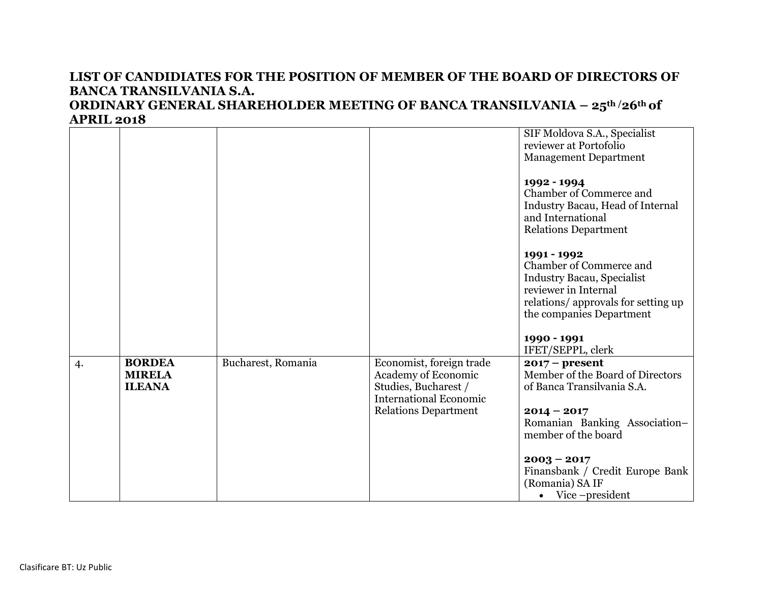**LIST OF CANDIDIATES FOR THE POSITION OF MEMBER OF THE BOARD OF DIRECTORS OF BANCA TRANSILVANIA S.A.**
**ORDINARY GENERAL SHAREHOLDER MEETING OF BANCA TRANSILVANIA – 25th /26th of APRIL 2018**

| | | | | |
|---|---|---|---|---|
| | | | | SIF Moldova S.A., Specialist reviewer at Portofolio Management Department<br><br>**1992 - 1994**<br>Chamber of Commerce and Industry Bacau, Head of Internal and International Relations Department<br><br>**1991 - 1992**<br>Chamber of Commerce and Industry Bacau, Specialist reviewer in Internal relations/ approvals for setting up the companies Department<br><br>**1990 - 1991**<br>IFET/SEPPL, clerk |
| 4. | **BORDEA MIRELA ILEANA** | Bucharest, Romania | Economist, foreign trade Academy of Economic Studies, Bucharest / International Economic Relations Department | **2017 – present**<br>Member of the Board of Directors of Banca Transilvania S.A.<br><br>**2014 – 2017**<br>Romanian Banking Association– member of the board<br><br>**2003 – 2017**<br>Finansbank / Credit Europe Bank (Romania) SA IF<br>• Vice –president |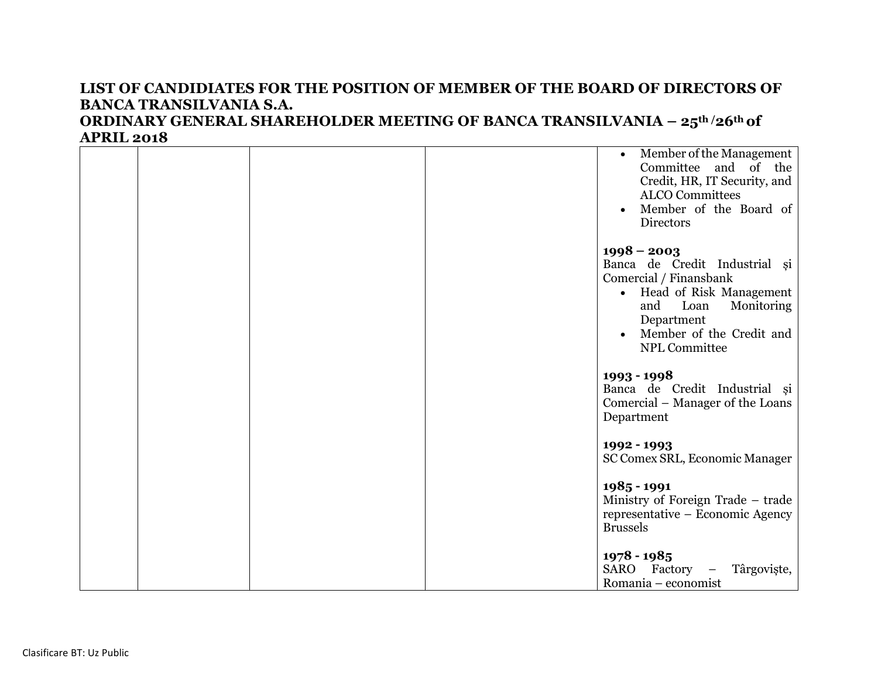**LIST OF CANDIDIATES FOR THE POSITION OF MEMBER OF THE BOARD OF DIRECTORS OF BANCA TRANSILVANIA S.A.**
**ORDINARY GENERAL SHAREHOLDER MEETING OF BANCA TRANSILVANIA – 25th /26th of APRIL 2018**

| | | | | |
|---|---|---|---|---|
| | | | | • Member of the Management Committee and of the Credit, HR, IT Security, and ALCO Committees<br>• Member of the Board of Directors<br><br>**1998 – 2003**<br>Banca de Credit Industrial și Comercial / Finansbank<br>• Head of Risk Management and Loan Monitoring Department<br>• Member of the Credit and NPL Committee<br><br>**1993 - 1998**<br>Banca de Credit Industrial și Comercial – Manager of the Loans Department<br><br>**1992 - 1993**<br>SC Comex SRL, Economic Manager<br><br>**1985 - 1991**<br>Ministry of Foreign Trade – trade representative – Economic Agency Brussels<br><br>**1978 - 1985**<br>SARO Factory – Târgoviște, Romania – economist |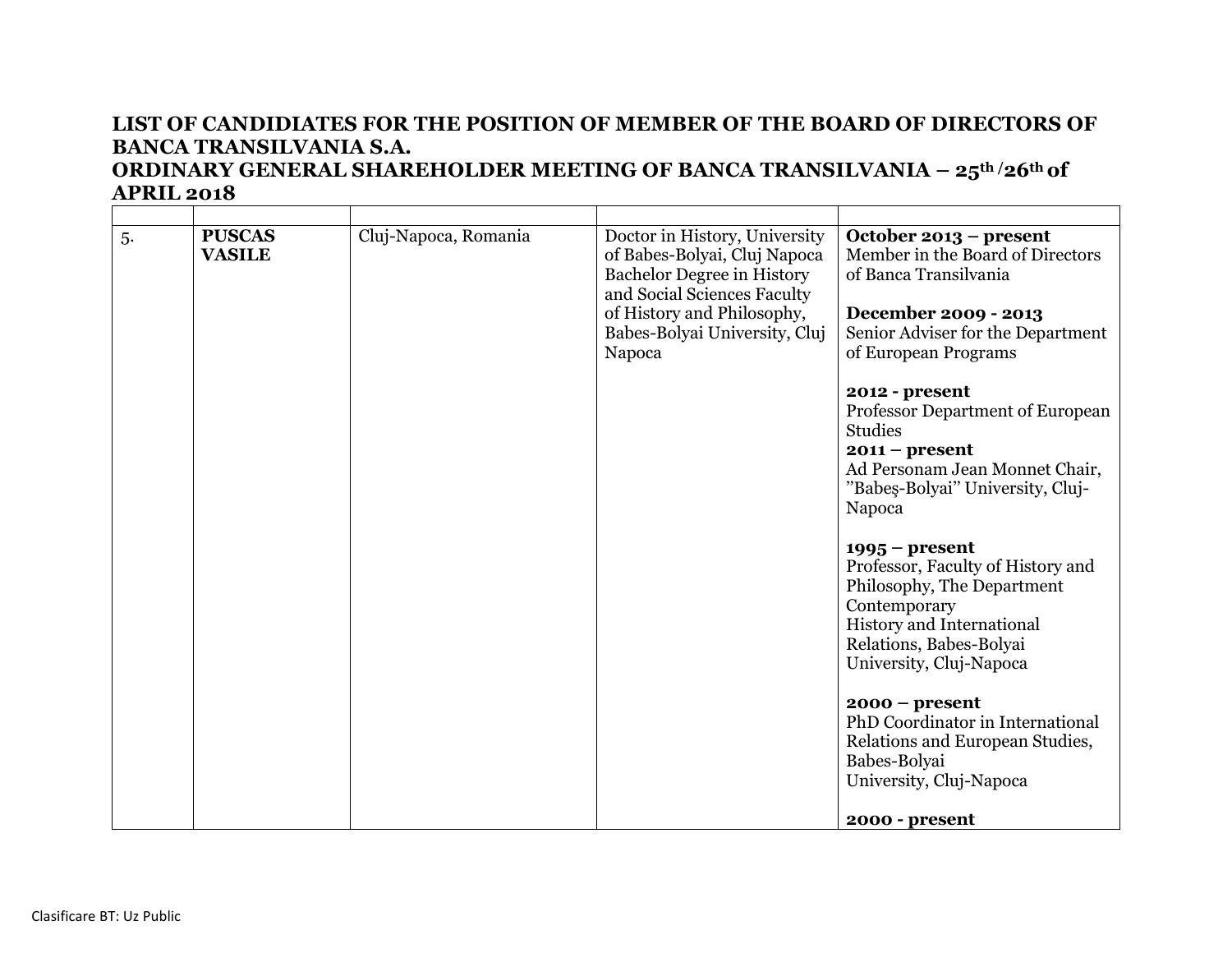**LIST OF CANDIDIATES FOR THE POSITION OF MEMBER OF THE BOARD OF DIRECTORS OF BANCA TRANSILVANIA S.A.**
**ORDINARY GENERAL SHAREHOLDER MEETING OF BANCA TRANSILVANIA – 25th /26th of APRIL 2018**

| | | | | |
|---|---|---|---|---|
| 5. | **PUSCAS VASILE** | Cluj-Napoca, Romania | Doctor in History, University of Babes-Bolyai, Cluj Napoca<br>Bachelor Degree in History and Social Sciences Faculty of History and Philosophy, Babes-Bolyai University, Cluj Napoca | **October 2013 – present**<br>Member in the Board of Directors of Banca Transilvania<br><br>**December 2009 - 2013**<br>Senior Adviser for the Department of European Programs<br><br>**2012 - present**<br>Professor Department of European Studies<br>**2011 – present**<br>Ad Personam Jean Monnet Chair, "Babeş-Bolyai" University, Cluj-Napoca<br><br>**1995 – present**<br>Professor, Faculty of History and Philosophy, The Department Contemporary<br>History and International Relations, Babes-Bolyai University, Cluj-Napoca<br><br>**2000 – present**<br>PhD Coordinator in International Relations and European Studies, Babes-Bolyai<br>University, Cluj-Napoca<br><br>**2000 - present** |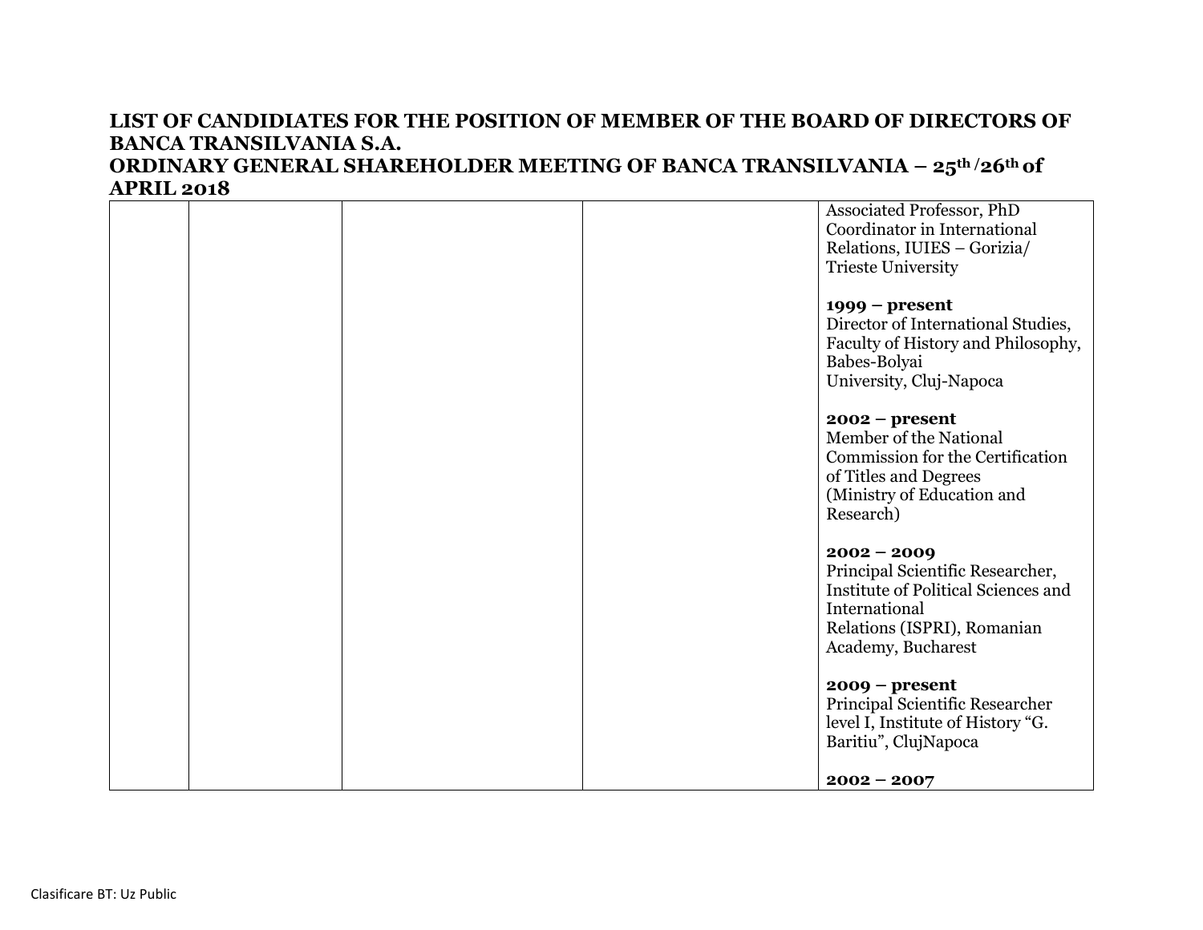## LIST OF CANDIDIATES FOR THE POSITION OF MEMBER OF THE BOARD OF DIRECTORS OF BANCA TRANSILVANIA S.A.

## ORDINARY GENERAL SHAREHOLDER MEETING OF BANCA TRANSILVANIA – 25th /26th of APRIL 2018

| | | | | |
|---|---|---|---|---|
| | | | | Associated Professor, PhD Coordinator in International Relations, IUIES – Gorizia/ Trieste University<br><br>**1999 – present**<br>Director of International Studies, Faculty of History and Philosophy, Babes-Bolyai University, Cluj-Napoca<br><br>**2002 – present**<br>Member of the National Commission for the Certification of Titles and Degrees (Ministry of Education and Research)<br><br>**2002 – 2009**<br>Principal Scientific Researcher, Institute of Political Sciences and International Relations (ISPRI), Romanian Academy, Bucharest<br><br>**2009 – present**<br>Principal Scientific Researcher level I, Institute of History "G. Baritiu", ClujNapoca<br><br>**2002 – 2007** |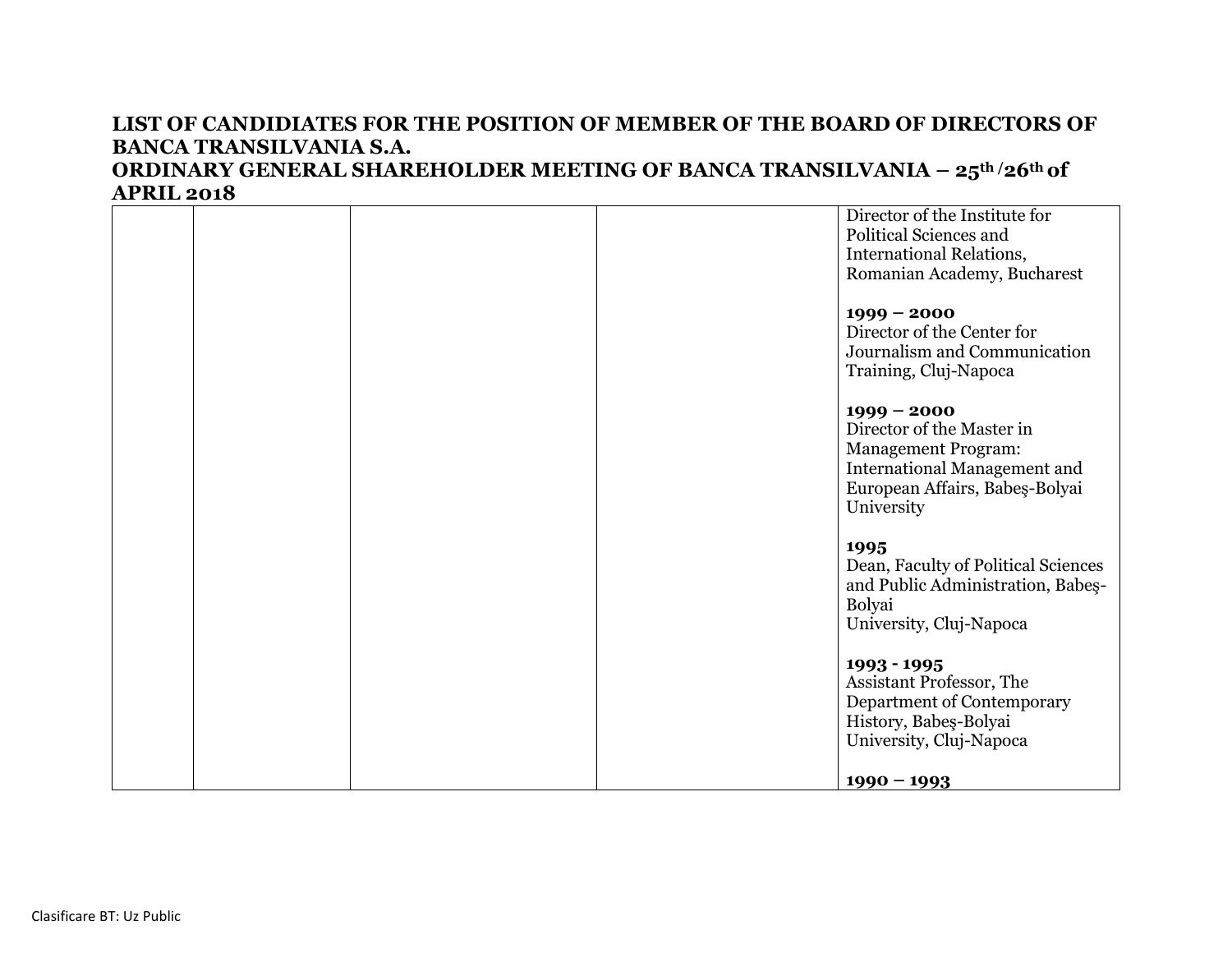**LIST OF CANDIDIATES FOR THE POSITION OF MEMBER OF THE BOARD OF DIRECTORS OF BANCA TRANSILVANIA S.A.**
**ORDINARY GENERAL SHAREHOLDER MEETING OF BANCA TRANSILVANIA – 25th /26th of APRIL 2018**

| | | | | |
|---|---|---|---|---|
| | | | | Director of the Institute for Political Sciences and International Relations, Romanian Academy, Bucharest<br><br>**1999 – 2000**<br>Director of the Center for Journalism and Communication Training, Cluj-Napoca<br><br>**1999 – 2000**<br>Director of the Master in Management Program: International Management and European Affairs, Babeş-Bolyai University<br><br>**1995**<br>Dean, Faculty of Political Sciences and Public Administration, Babeş-Bolyai University, Cluj-Napoca<br><br>**1993 - 1995**<br>Assistant Professor, The Department of Contemporary History, Babeş-Bolyai University, Cluj-Napoca<br><br>**1990 – 1993** |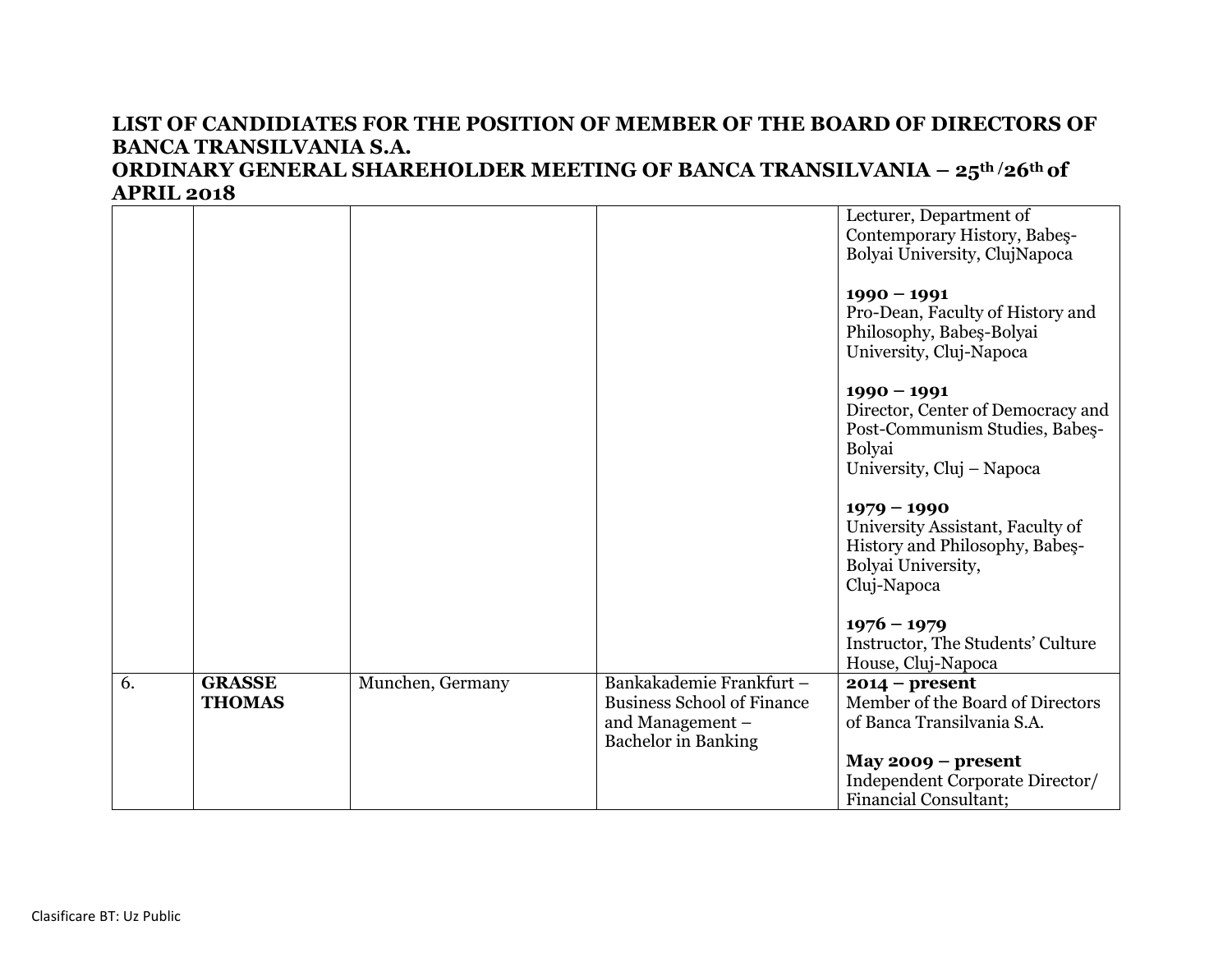## LIST OF CANDIDIATES FOR THE POSITION OF MEMBER OF THE BOARD OF DIRECTORS OF BANCA TRANSILVANIA S.A.
## ORDINARY GENERAL SHAREHOLDER MEETING OF BANCA TRANSILVANIA – 25th /26th of APRIL 2018

| | | | | |
|---|---|---|---|---|
| | | | | Lecturer, Department of Contemporary History, Babeş-Bolyai University, ClujNapoca<br><br>**1990 – 1991**<br>Pro-Dean, Faculty of History and Philosophy, Babeş-Bolyai University, Cluj-Napoca<br><br>**1990 – 1991**<br>Director, Center of Democracy and Post-Communism Studies, Babeş-Bolyai<br>University, Cluj – Napoca<br><br>**1979 – 1990**<br>University Assistant, Faculty of History and Philosophy, Babeş-Bolyai University,<br>Cluj-Napoca<br><br>**1976 – 1979**<br>Instructor, The Students' Culture House, Cluj-Napoca |
| 6. | **GRASSE THOMAS** | Munchen, Germany | Bankakademie Frankfurt – Business School of Finance and Management – Bachelor in Banking | **2014 – present**<br>Member of the Board of Directors of Banca Transilvania S.A.<br><br>**May 2009 – present**<br>Independent Corporate Director/ Financial Consultant; |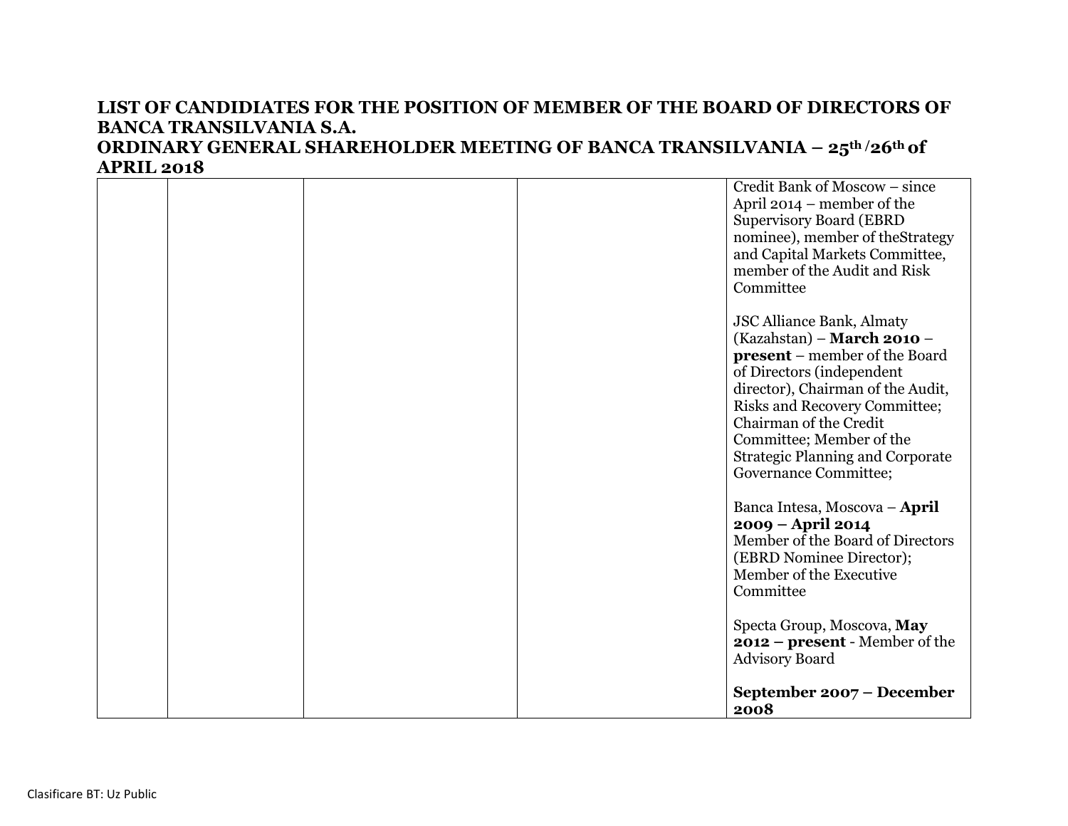# LIST OF CANDIDIATES FOR THE POSITION OF MEMBER OF THE BOARD OF DIRECTORS OF BANCA TRANSILVANIA S.A.

# ORDINARY GENERAL SHAREHOLDER MEETING OF BANCA TRANSILVANIA – 25th /26th of APRIL 2018

| | | | | |
|---|---|---|---|---|
| | | | | Credit Bank of Moscow – since April 2014 – member of the Supervisory Board (EBRD nominee), member of theStrategy and Capital Markets Committee, member of the Audit and Risk Committee<br><br>JSC Alliance Bank, Almaty (Kazahstan) – **March 2010 – present** – member of the Board of Directors (independent director), Chairman of the Audit, Risks and Recovery Committee; Chairman of the Credit Committee; Member of the Strategic Planning and Corporate Governance Committee;<br><br>Banca Intesa, Moscova – **April 2009 – April 2014** Member of the Board of Directors (EBRD Nominee Director); Member of the Executive Committee<br><br>Specta Group, Moscova, **May 2012 – present** - Member of the Advisory Board<br><br>**September 2007 – December 2008** |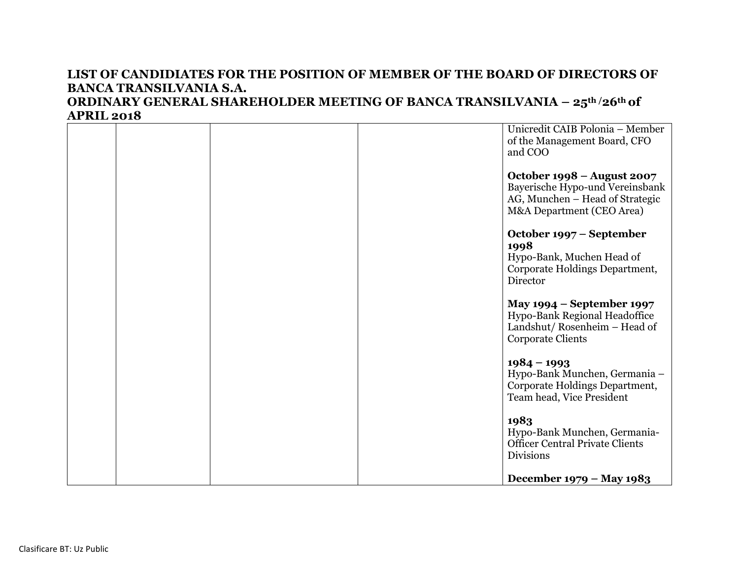**LIST OF CANDIDIATES FOR THE POSITION OF MEMBER OF THE BOARD OF DIRECTORS OF BANCA TRANSILVANIA S.A.**
**ORDINARY GENERAL SHAREHOLDER MEETING OF BANCA TRANSILVANIA – 25th /26th of APRIL 2018**

| | | | | |
|---|---|---|---|---|
| | | | | Unicredit CAIB Polonia – Member of the Management Board, CFO and COO<br><br>**October 1998 – August 2007**<br>Bayerische Hypo-und Vereinsbank AG, Munchen – Head of Strategic M&A Department (CEO Area)<br><br>**October 1997 – September 1998**<br>Hypo-Bank, Muchen Head of Corporate Holdings Department, Director<br><br>**May 1994 – September 1997**<br>Hypo-Bank Regional Headoffice Landshut/ Rosenheim – Head of Corporate Clients<br><br>**1984 – 1993**<br>Hypo-Bank Munchen, Germania – Corporate Holdings Department, Team head, Vice President<br><br>**1983**<br>Hypo-Bank Munchen, Germania-Officer Central Private Clients Divisions<br><br>**December 1979 – May 1983** |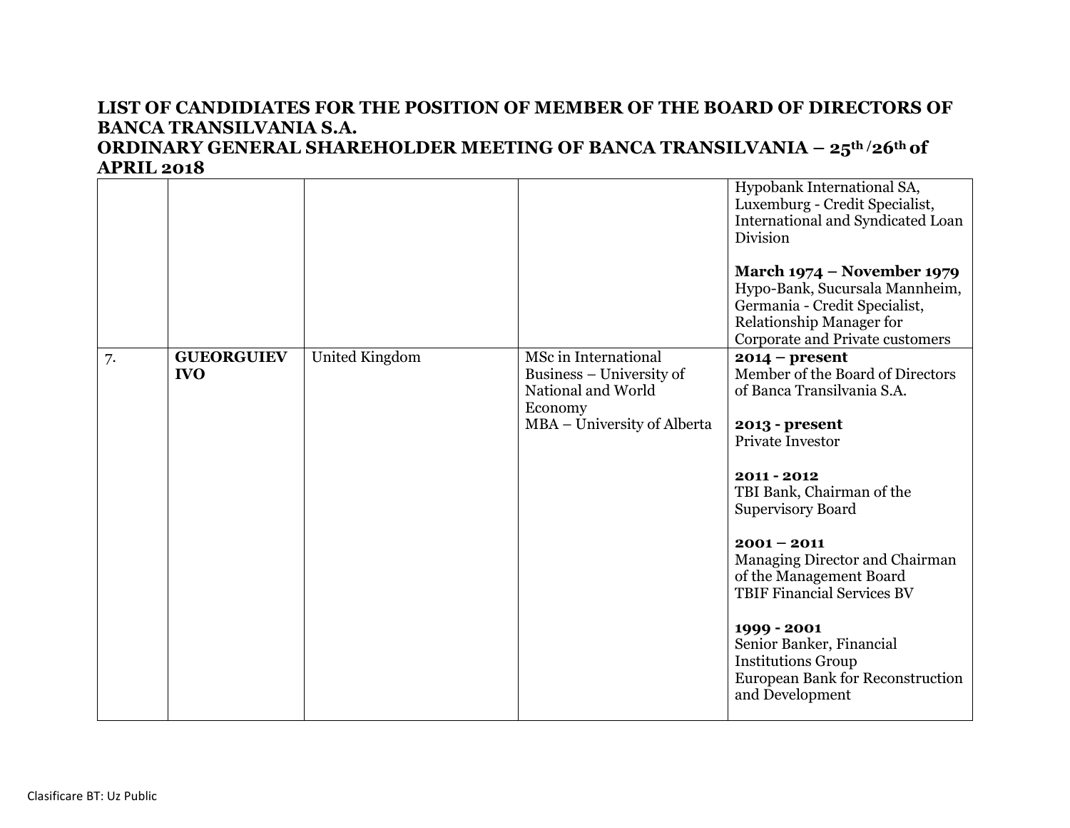# LIST OF CANDIDIATES FOR THE POSITION OF MEMBER OF THE BOARD OF DIRECTORS OF BANCA TRANSILVANIA S.A.

## ORDINARY GENERAL SHAREHOLDER MEETING OF BANCA TRANSILVANIA – 25th /26th of APRIL 2018

| | | | | |
|---|---|---|---|---|
| | | | | Hypobank International SA, Luxemburg - Credit Specialist, International and Syndicated Loan Division<br><br>**March 1974 – November 1979**<br>Hypo-Bank, Sucursala Mannheim, Germania - Credit Specialist, Relationship Manager for Corporate and Private customers |
| 7. | **GUEORGUIEV IVO** | United Kingdom | MSc in International Business – University of National and World Economy<br>MBA – University of Alberta | **2014 – present**<br>Member of the Board of Directors of Banca Transilvania S.A.<br><br>**2013 - present**<br>Private Investor<br><br>**2011 - 2012**<br>TBI Bank, Chairman of the Supervisory Board<br><br>**2001 – 2011**<br>Managing Director and Chairman of the Management Board<br>TBIF Financial Services BV<br><br>**1999 - 2001**<br>Senior Banker, Financial Institutions Group<br>European Bank for Reconstruction and Development |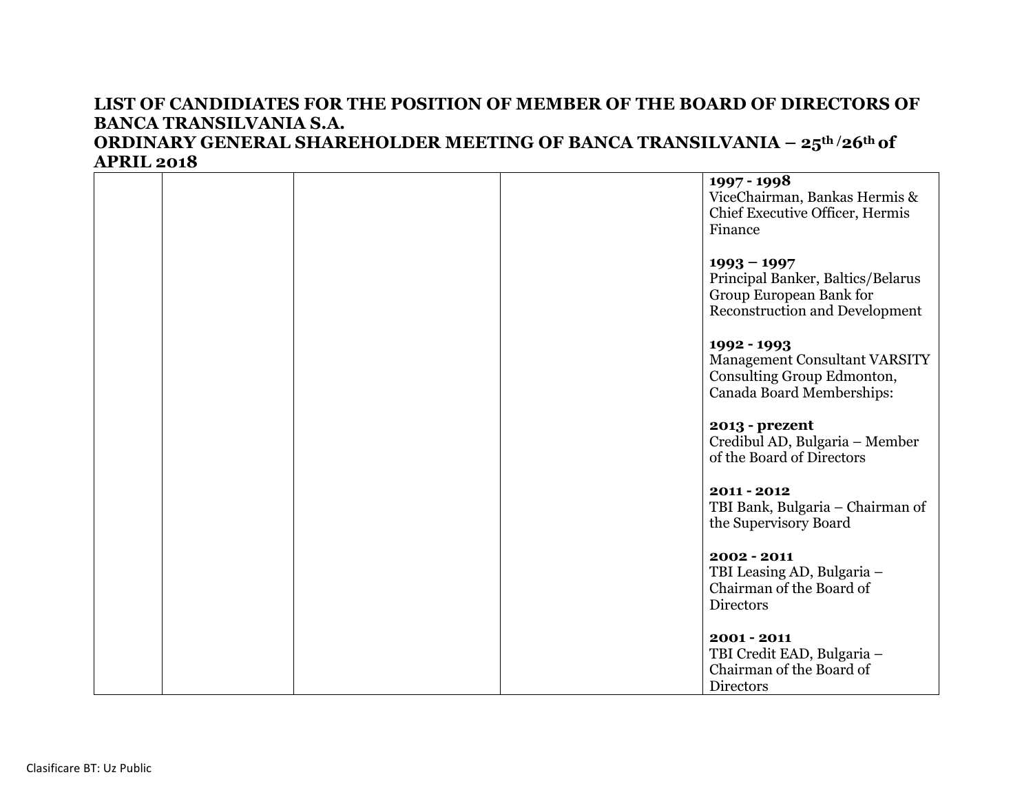**LIST OF CANDIDIATES FOR THE POSITION OF MEMBER OF THE BOARD OF DIRECTORS OF BANCA TRANSILVANIA S.A.**
**ORDINARY GENERAL SHAREHOLDER MEETING OF BANCA TRANSILVANIA – 25th /26th of APRIL 2018**

| | | | | |
|---|---|---|---|---|
| | | | | **1997 - 1998**<br>ViceChairman, Bankas Hermis & Chief Executive Officer, Hermis Finance<br><br>**1993 – 1997**<br>Principal Banker, Baltics/Belarus Group European Bank for Reconstruction and Development<br><br>**1992 - 1993**<br>Management Consultant VARSITY Consulting Group Edmonton, Canada Board Memberships:<br><br>**2013 - prezent**<br>Credibul AD, Bulgaria – Member of the Board of Directors<br><br>**2011 - 2012**<br>TBI Bank, Bulgaria – Chairman of the Supervisory Board<br><br>**2002 - 2011**<br>TBI Leasing AD, Bulgaria – Chairman of the Board of Directors<br><br>**2001 - 2011**<br>TBI Credit EAD, Bulgaria – Chairman of the Board of Directors |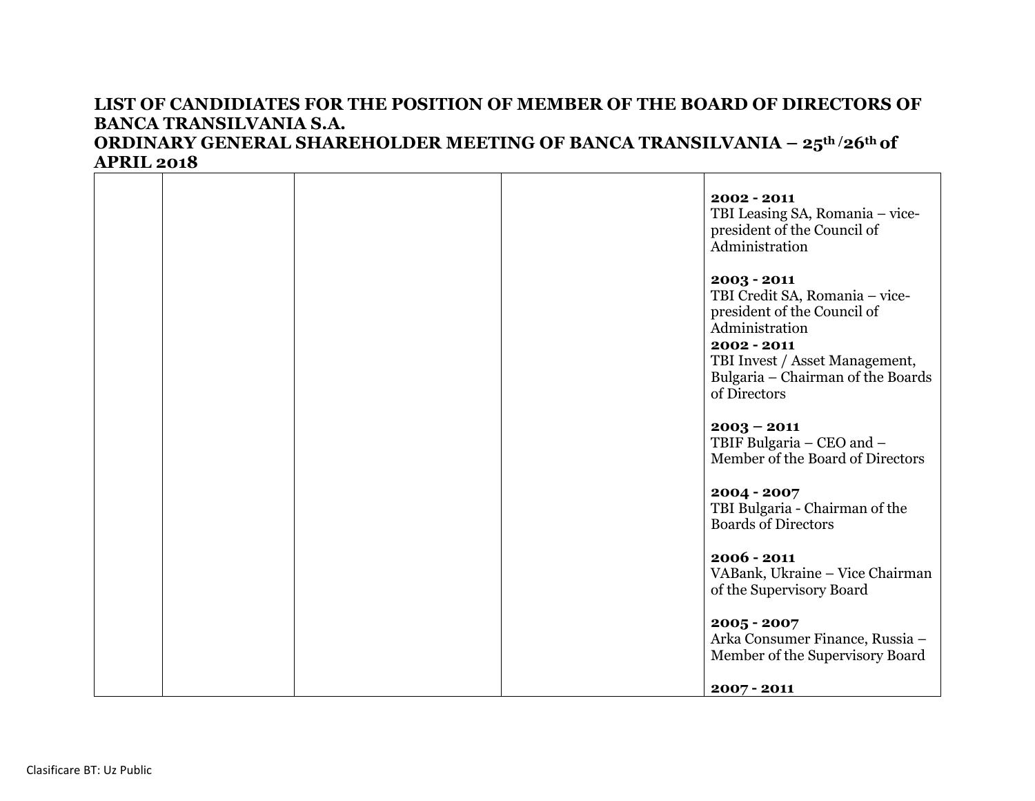## LIST OF CANDIDIATES FOR THE POSITION OF MEMBER OF THE BOARD OF DIRECTORS OF BANCA TRANSILVANIA S.A.
## ORDINARY GENERAL SHAREHOLDER MEETING OF BANCA TRANSILVANIA – 25th /26th of APRIL 2018

| | | | | |
|---|---|---|---|---|
| | | | | **2002 - 2011**<br>TBI Leasing SA, Romania – vice-president of the Council of Administration<br><br>**2003 - 2011**<br>TBI Credit SA, Romania – vice-president of the Council of Administration<br>**2002 - 2011**<br>TBI Invest / Asset Management, Bulgaria – Chairman of the Boards of Directors<br><br>**2003 – 2011**<br>TBIF Bulgaria – CEO and – Member of the Board of Directors<br><br>**2004 - 2007**<br>TBI Bulgaria - Chairman of the Boards of Directors<br><br>**2006 - 2011**<br>VABank, Ukraine – Vice Chairman of the Supervisory Board<br><br>**2005 - 2007**<br>Arka Consumer Finance, Russia – Member of the Supervisory Board<br><br>**2007 - 2011** |

Clasificare BT: Uz Public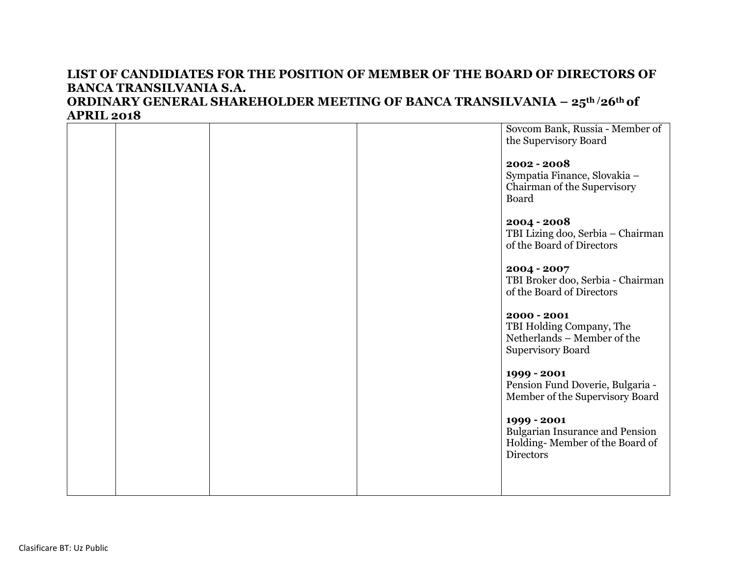**LIST OF CANDIDIATES FOR THE POSITION OF MEMBER OF THE BOARD OF DIRECTORS OF BANCA TRANSILVANIA S.A.**
**ORDINARY GENERAL SHAREHOLDER MEETING OF BANCA TRANSILVANIA – 25th /26th of APRIL 2018**

| | | | | |
|---|---|---|---|---|
| | | | | Sovcom Bank, Russia - Member of the Supervisory Board<br><br>**2002 - 2008**<br>Sympatia Finance, Slovakia – Chairman of the Supervisory Board<br><br>**2004 - 2008**<br>TBI Lizing doo, Serbia – Chairman of the Board of Directors<br><br>**2004 - 2007**<br>TBI Broker doo, Serbia - Chairman of the Board of Directors<br><br>**2000 - 2001**<br>TBI Holding Company, The Netherlands – Member of the Supervisory Board<br><br>**1999 - 2001**<br>Pension Fund Doverie, Bulgaria - Member of the Supervisory Board<br><br>**1999 - 2001**<br>Bulgarian Insurance and Pension Holding- Member of the Board of Directors |

Clasificare BT: Uz Public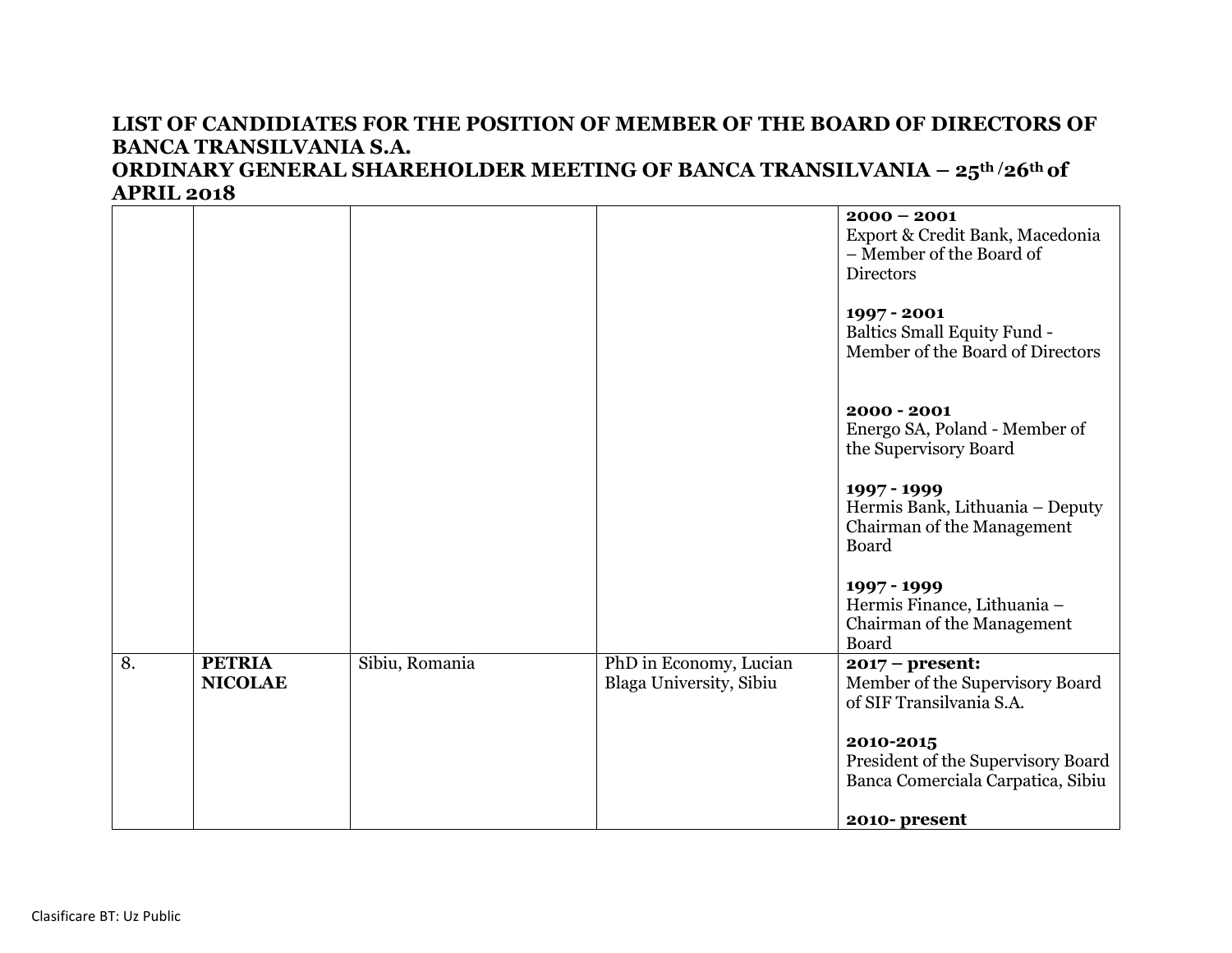**LIST OF CANDIDIATES FOR THE POSITION OF MEMBER OF THE BOARD OF DIRECTORS OF BANCA TRANSILVANIA S.A.**
**ORDINARY GENERAL SHAREHOLDER MEETING OF BANCA TRANSILVANIA – 25th /26th of APRIL 2018**

| | | | | |
|---|---|---|---|---|
| | | | | **2000 – 2001**<br>Export & Credit Bank, Macedonia – Member of the Board of Directors<br><br>**1997 - 2001**<br>Baltics Small Equity Fund - Member of the Board of Directors<br><br>**2000 - 2001**<br>Energo SA, Poland - Member of the Supervisory Board<br><br>**1997 - 1999**<br>Hermis Bank, Lithuania – Deputy Chairman of the Management Board<br><br>**1997 - 1999**<br>Hermis Finance, Lithuania – Chairman of the Management Board |
| 8. | **PETRIA NICOLAE** | Sibiu, Romania | PhD in Economy, Lucian Blaga University, Sibiu | **2017 – present:**<br>Member of the Supervisory Board of SIF Transilvania S.A.<br><br>**2010-2015**<br>President of the Supervisory Board Banca Comerciala Carpatica, Sibiu<br><br>**2010- present** |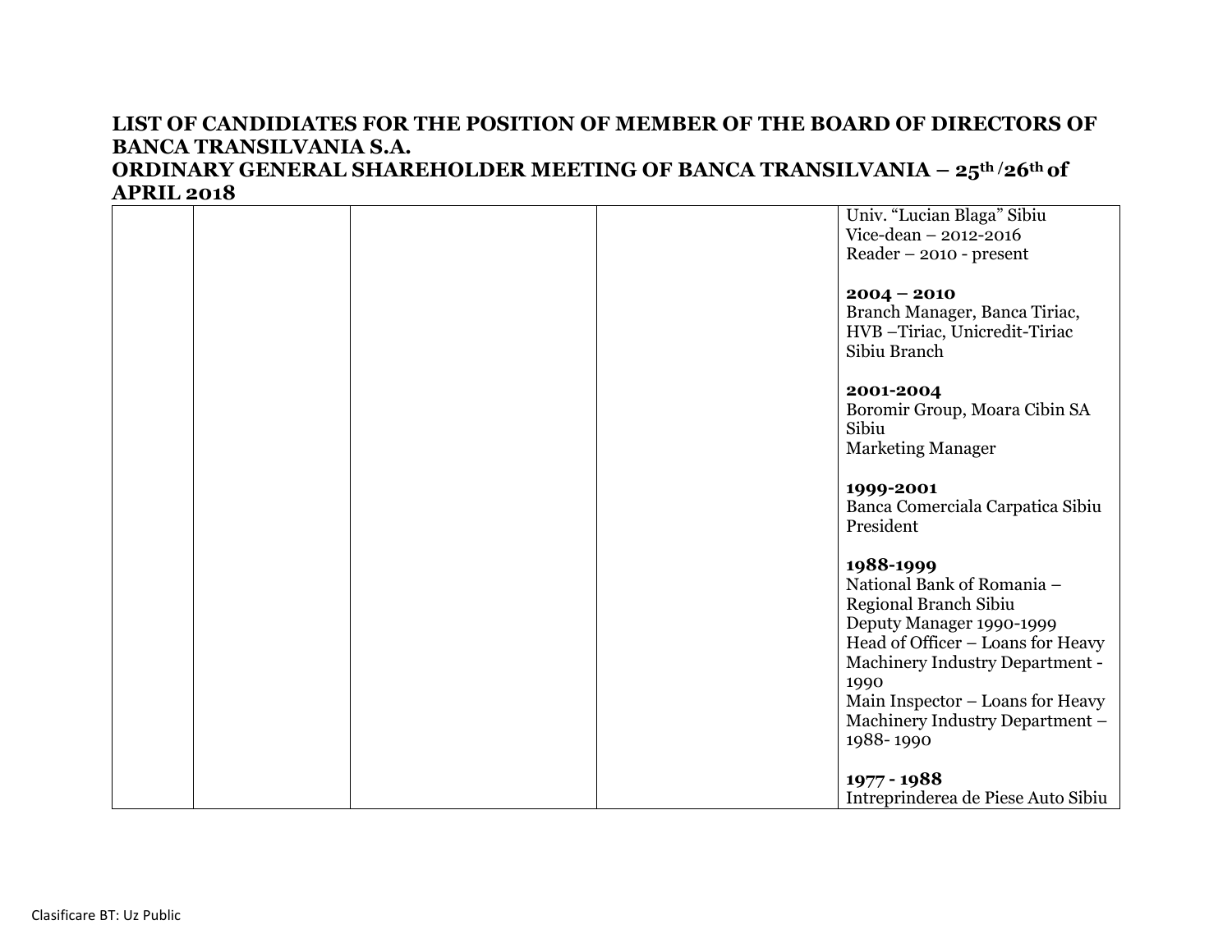**LIST OF CANDIDIATES FOR THE POSITION OF MEMBER OF THE BOARD OF DIRECTORS OF BANCA TRANSILVANIA S.A.**
**ORDINARY GENERAL SHAREHOLDER MEETING OF BANCA TRANSILVANIA – 25th /26th of APRIL 2018**

| | | | | |
|---|---|---|---|---|
| | | | | Univ. “Lucian Blaga” Sibiu<br>Vice-dean – 2012-2016<br>Reader – 2010 - present<br><br>**2004 – 2010**<br>Branch Manager, Banca Tiriac, HVB –Tiriac, Unicredit-Tiriac Sibiu Branch<br><br>**2001-2004**<br>Boromir Group, Moara Cibin SA Sibiu<br>Marketing Manager<br><br>**1999-2001**<br>Banca Comerciala Carpatica Sibiu<br>President<br><br>**1988-1999**<br>National Bank of Romania – Regional Branch Sibiu<br>Deputy Manager 1990-1999<br>Head of Officer – Loans for Heavy Machinery Industry Department - 1990<br>Main Inspector – Loans for Heavy Machinery Industry Department – 1988- 1990<br><br>**1977 - 1988**<br>Intreprinderea de Piese Auto Sibiu |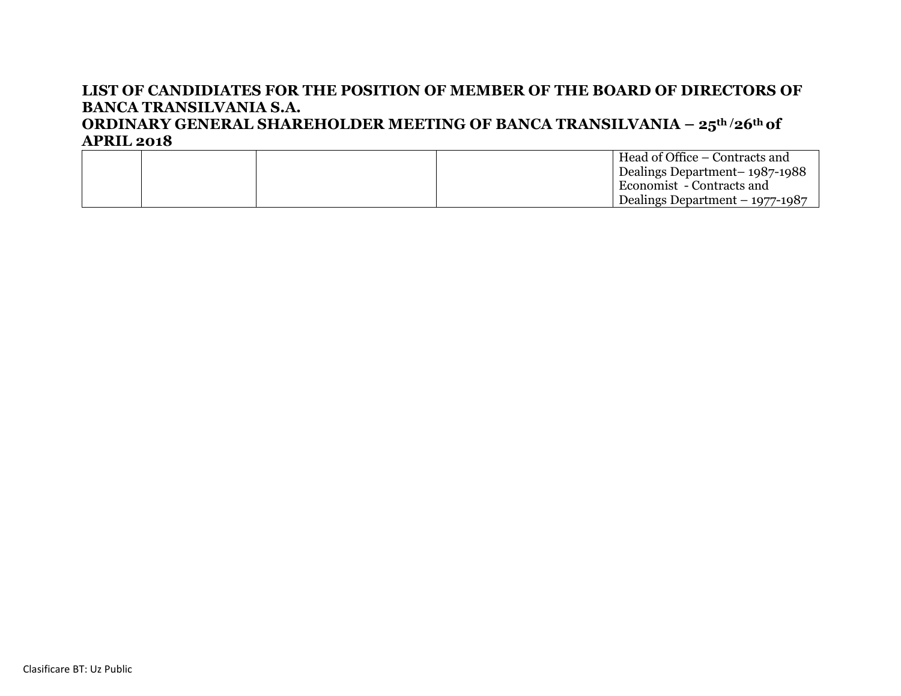**LIST OF CANDIDIATES FOR THE POSITION OF MEMBER OF THE BOARD OF DIRECTORS OF BANCA TRANSILVANIA S.A.**

**ORDINARY GENERAL SHAREHOLDER MEETING OF BANCA TRANSILVANIA – 25th /26th of APRIL 2018**

| | | | | |
|---|---|---|---|---|
| | | | | Head of Office – Contracts and Dealings Department– 1987-1988<br>Economist - Contracts and Dealings Department – 1977-1987 |